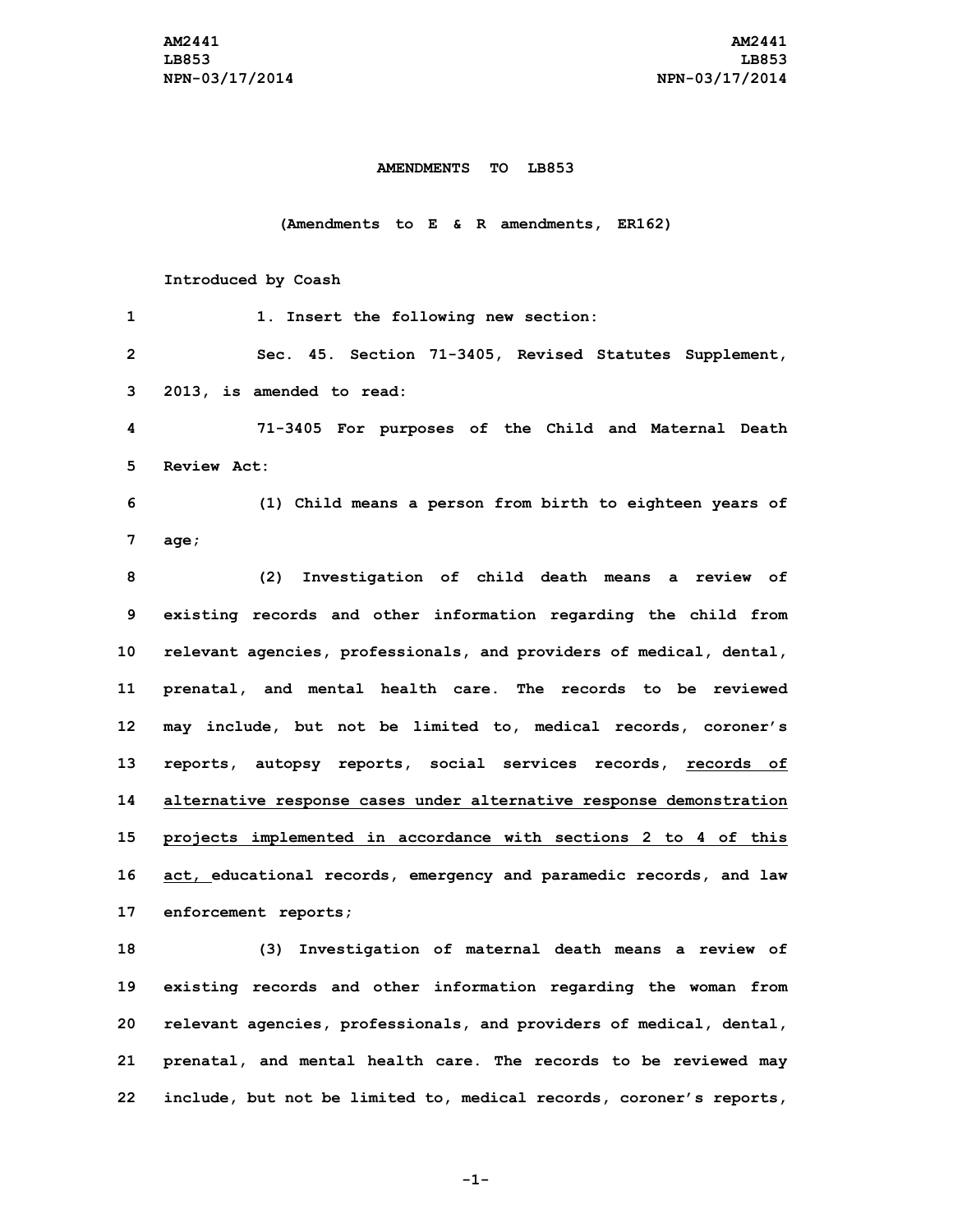**AMENDMENTS TO LB853**

**(Amendments to E & R amendments, ER162)**

**Introduced by Coash**

1 1. Insert the following new section:

2 Sec. 45. Section 71-3405, Revised Statutes Supplement, 3 2013, is amended to read:

4 71-3405 For purposes of the Child and Maternal Death 5 Review Act:

6 (1) Child means a person from birth to eighteen years of 7 age;

8 (2) Investigation of child death means a review of 9 existing records and other information regarding the child from 10 relevant agencies, professionals, and providers of medical, dental, 11 prenatal, and mental health care. The records to be reviewed 12 may include, but not be limited to, medical records, coroner's 13 reports, autopsy reports, social services records, <u>records of 14 alternative response cases under alternative response demonstration 15 projects implemented in accordance with sections 2 to 4 of this 16 act,</u> educational records, emergency and paramedic records, and law 17 enforcement reports;

18 (3) Investigation of maternal death means a review of 19 existing records and other information regarding the woman from 20 relevant agencies, professionals, and providers of medical, dental, 21 prenatal, and mental health care. The records to be reviewed may 22 include, but not be limited to, medical records, coroner's reports,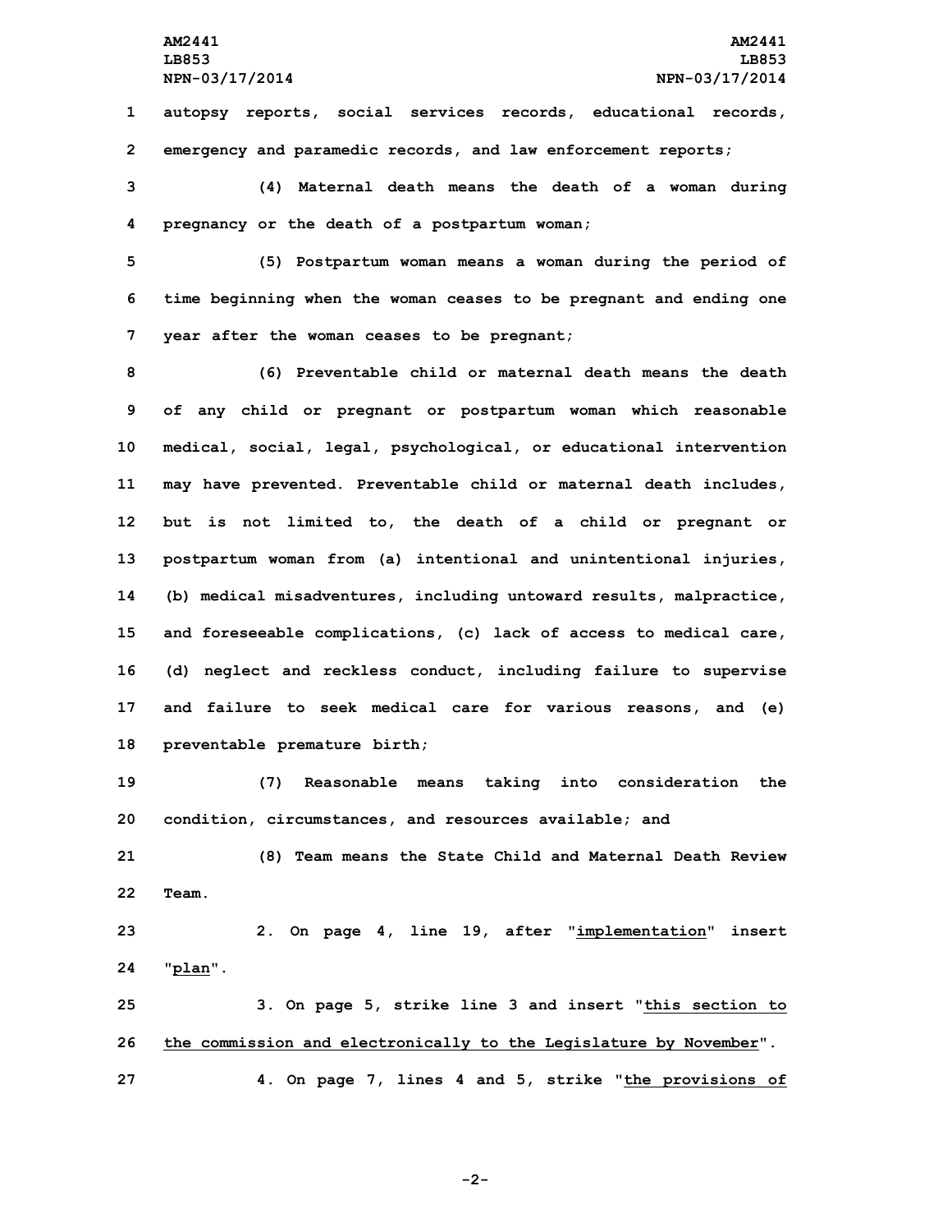autopsy reports, social services records, educational records, emergency and paramedic records, and law enforcement reports;

(4) Maternal death means the death of a woman during pregnancy or the death of a postpartum woman;

(5) Postpartum woman means a woman during the period of time beginning when the woman ceases to be pregnant and ending one year after the woman ceases to be pregnant;

(6) Preventable child or maternal death means the death of any child or pregnant or postpartum woman which reasonable medical, social, legal, psychological, or educational intervention may have prevented. Preventable child or maternal death includes, but is not limited to, the death of a child or pregnant or postpartum woman from (a) intentional and unintentional injuries, (b) medical misadventures, including untoward results, malpractice, and foreseeable complications, (c) lack of access to medical care, (d) neglect and reckless conduct, including failure to supervise and failure to seek medical care for various reasons, and (e) preventable premature birth;

(7) Reasonable means taking into consideration the condition, circumstances, and resources available; and

(8) Team means the State Child and Maternal Death Review Team.

2. On page 4, line 19, after "<u>implementation</u>" insert "<u>plan</u>".

3. On page 5, strike line 3 and insert "<u>this section to the commission and electronically to the Legislature by November</u>".

4. On page 7, lines 4 and 5, strike "<u>the provisions of</u>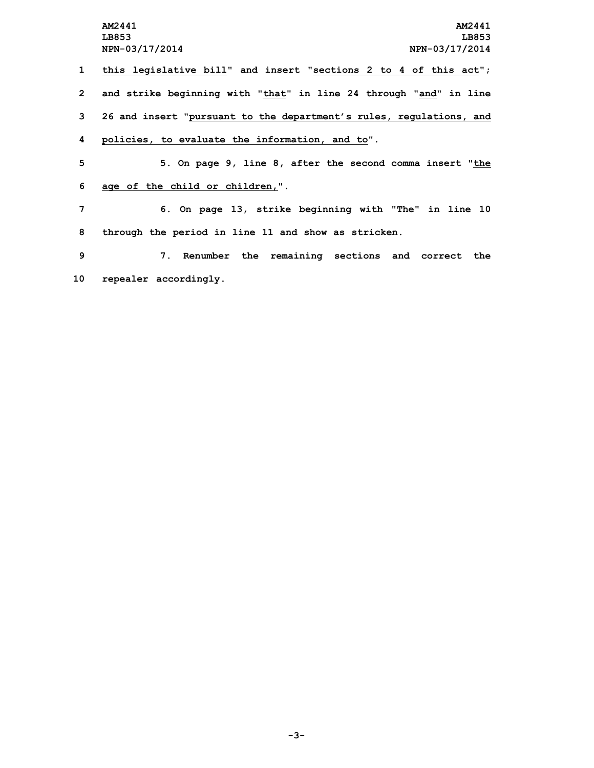this legislative bill" and insert "sections 2 to 4 of this act"; and strike beginning with "that" in line 24 through "and" in line 26 and insert "pursuant to the department's rules, regulations, and policies, to evaluate the information, and to".

5. On page 9, line 8, after the second comma insert "the age of the child or children,".

6. On page 13, strike beginning with "The" in line 10 through the period in line 11 and show as stricken.

7. Renumber the remaining sections and correct the repealer accordingly.